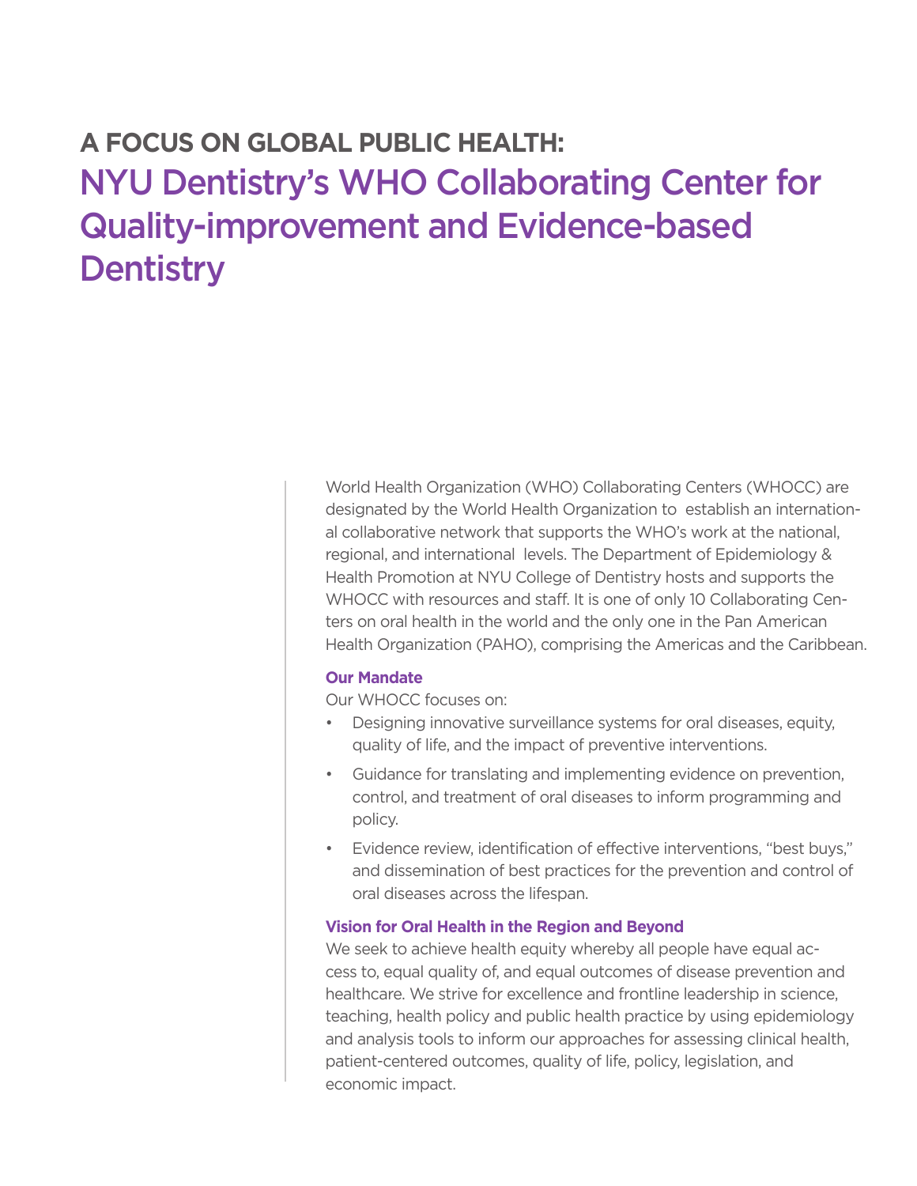# A FOCUS ON GLOBAL PUBLIC HEALTH:

## NYU Dentistry's WHO Collaborating Center for Quality-improvement and Evidence-based Dentistry

World Health Organization (WHO) Collaborating Centers (WHOCC) are designated by the World Health Organization to establish an international collaborative network that supports the WHO's work at the national, regional, and international levels. The Department of Epidemiology & Health Promotion at NYU College of Dentistry hosts and supports the WHOCC with resources and staff. It is one of only 10 Collaborating Centers on oral health in the world and the only one in the Pan American Health Organization (PAHO), comprising the Americas and the Caribbean.

### Our Mandate

Our WHOCC focuses on:

- Designing innovative surveillance systems for oral diseases, equity, quality of life, and the impact of preventive interventions.
- Guidance for translating and implementing evidence on prevention, control, and treatment of oral diseases to inform programming and policy.
- Evidence review, identification of effective interventions, "best buys," and dissemination of best practices for the prevention and control of oral diseases across the lifespan.

### Vision for Oral Health in the Region and Beyond

We seek to achieve health equity whereby all people have equal access to, equal quality of, and equal outcomes of disease prevention and healthcare. We strive for excellence and frontline leadership in science, teaching, health policy and public health practice by using epidemiology and analysis tools to inform our approaches for assessing clinical health, patient-centered outcomes, quality of life, policy, legislation, and economic impact.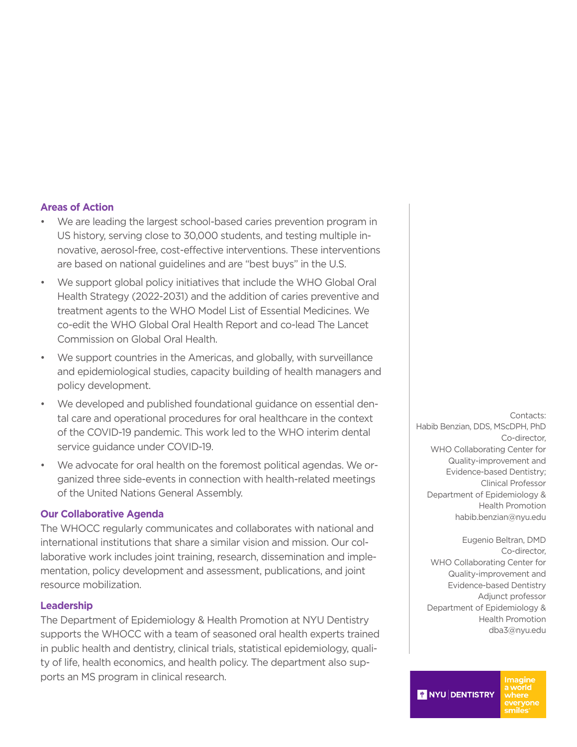## Areas of Action

- We are leading the largest school-based caries prevention program in US history, serving close to 30,000 students, and testing multiple innovative, aerosol-free, cost-effective interventions. These interventions are based on national guidelines and are "best buys" in the U.S.
- We support global policy initiatives that include the WHO Global Oral Health Strategy (2022-2031) and the addition of caries preventive and treatment agents to the WHO Model List of Essential Medicines. We co-edit the WHO Global Oral Health Report and co-lead The Lancet Commission on Global Oral Health.
- We support countries in the Americas, and globally, with surveillance and epidemiological studies, capacity building of health managers and policy development.
- We developed and published foundational guidance on essential dental care and operational procedures for oral healthcare in the context of the COVID-19 pandemic. This work led to the WHO interim dental service guidance under COVID-19.
- We advocate for oral health on the foremost political agendas. We organized three side-events in connection with health-related meetings of the United Nations General Assembly.

## Our Collaborative Agenda

The WHOCC regularly communicates and collaborates with national and international institutions that share a similar vision and mission. Our collaborative work includes joint training, research, dissemination and implementation, policy development and assessment, publications, and joint resource mobilization.

## Leadership

The Department of Epidemiology & Health Promotion at NYU Dentistry supports the WHOCC with a team of seasoned oral health experts trained in public health and dentistry, clinical trials, statistical epidemiology, quality of life, health economics, and health policy. The department also supports an MS program in clinical research.

Contacts:
Habib Benzian, DDS, MScDPH, PhD
Co-director,
WHO Collaborating Center for Quality-improvement and Evidence-based Dentistry;
Clinical Professor
Department of Epidemiology & Health Promotion
habib.benzian@nyu.edu

Eugenio Beltran, DMD
Co-director,
WHO Collaborating Center for Quality-improvement and Evidence-based Dentistry
Adjunct professor
Department of Epidemiology & Health Promotion
dba3@nyu.edu

NYU | DENTISTRY

Imagine a world where everyone smiles®